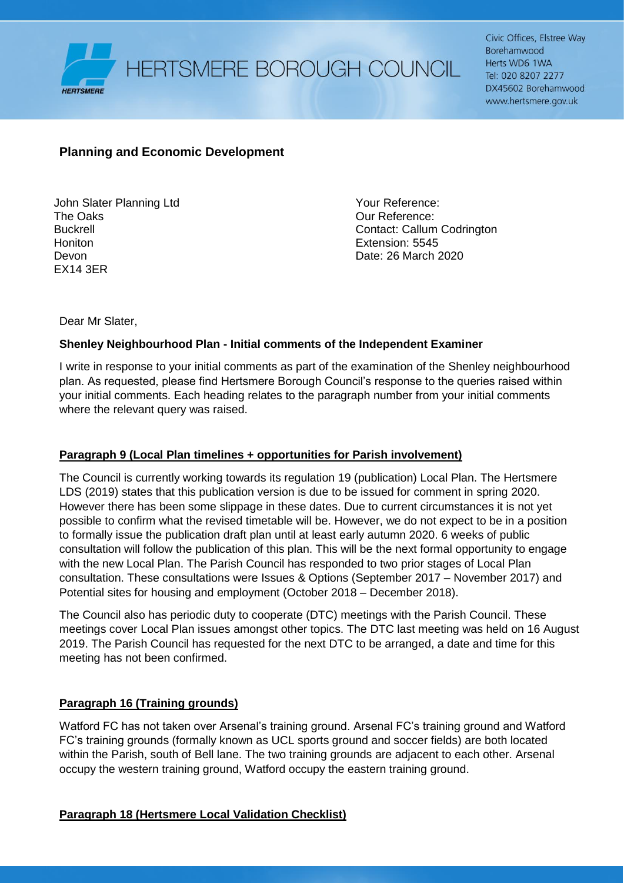HERTSMERE BOROUGH COUNCIL

Civic Offices, Elstree Way
Borehamwood
Herts WD6 1WA
Tel: 020 8207 2277
DX45602 Borehamwood
www.hertsmere.gov.uk

**Planning and Economic Development**

John Slater Planning Ltd
The Oaks
Buckrell
Honiton
Devon
EX14 3ER

Your Reference:
Our Reference:
Contact: Callum Codrington
Extension: 5545
Date: 26 March 2020

Dear Mr Slater,

**Shenley Neighbourhood Plan - Initial comments of the Independent Examiner**

I write in response to your initial comments as part of the examination of the Shenley neighbourhood plan. As requested, please find Hertsmere Borough Council's response to the queries raised within your initial comments. Each heading relates to the paragraph number from your initial comments where the relevant query was raised.

**Paragraph 9 (Local Plan timelines + opportunities for Parish involvement)**

The Council is currently working towards its regulation 19 (publication) Local Plan. The Hertsmere LDS (2019) states that this publication version is due to be issued for comment in spring 2020. However there has been some slippage in these dates. Due to current circumstances it is not yet possible to confirm what the revised timetable will be. However, we do not expect to be in a position to formally issue the publication draft plan until at least early autumn 2020. 6 weeks of public consultation will follow the publication of this plan. This will be the next formal opportunity to engage with the new Local Plan. The Parish Council has responded to two prior stages of Local Plan consultation. These consultations were Issues & Options (September 2017 – November 2017) and Potential sites for housing and employment (October 2018 – December 2018).

The Council also has periodic duty to cooperate (DTC) meetings with the Parish Council. These meetings cover Local Plan issues amongst other topics. The DTC last meeting was held on 16 August 2019. The Parish Council has requested for the next DTC to be arranged, a date and time for this meeting has not been confirmed.

**Paragraph 16 (Training grounds)**

Watford FC has not taken over Arsenal's training ground. Arsenal FC's training ground and Watford FC's training grounds (formally known as UCL sports ground and soccer fields) are both located within the Parish, south of Bell lane. The two training grounds are adjacent to each other. Arsenal occupy the western training ground, Watford occupy the eastern training ground.

**Paragraph 18 (Hertsmere Local Validation Checklist)**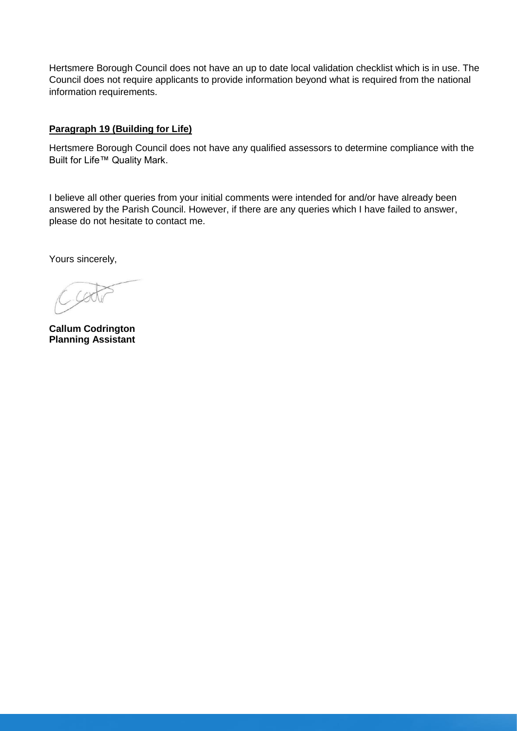Hertsmere Borough Council does not have an up to date local validation checklist which is in use. The Council does not require applicants to provide information beyond what is required from the national information requirements.

**Paragraph 19 (Building for Life)**

Hertsmere Borough Council does not have any qualified assessors to determine compliance with the Built for Life™ Quality Mark.

I believe all other queries from your initial comments were intended for and/or have already been answered by the Parish Council. However, if there are any queries which I have failed to answer, please do not hesitate to contact me.

Yours sincerely,

**Callum Codrington**
**Planning Assistant**